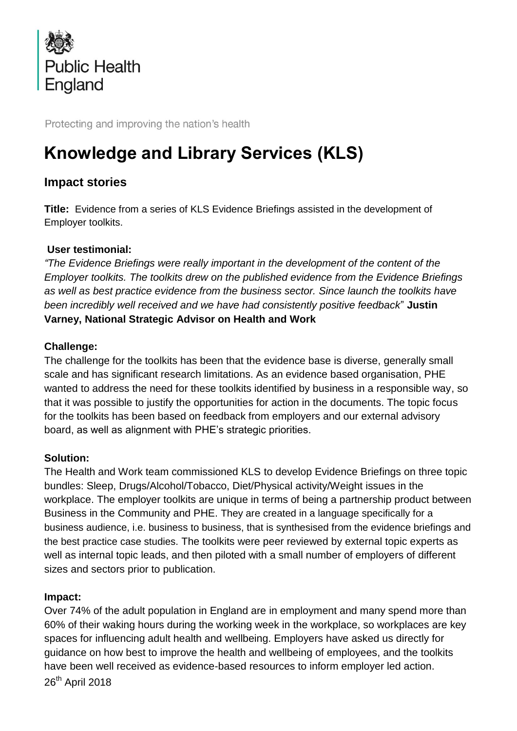Public Health England

Protecting and improving the nation's health

# Knowledge and Library Services (KLS)

## Impact stories

**Title:** Evidence from a series of KLS Evidence Briefings assisted in the development of Employer toolkits.

### User testimonial:

*"The Evidence Briefings were really important in the development of the content of the Employer toolkits. The toolkits drew on the published evidence from the Evidence Briefings as well as best practice evidence from the business sector. Since launch the toolkits have been incredibly well received and we have had consistently positive feedback"* **Justin Varney, National Strategic Advisor on Health and Work**

### Challenge:

The challenge for the toolkits has been that the evidence base is diverse, generally small scale and has significant research limitations. As an evidence based organisation, PHE wanted to address the need for these toolkits identified by business in a responsible way, so that it was possible to justify the opportunities for action in the documents. The topic focus for the toolkits has been based on feedback from employers and our external advisory board, as well as alignment with PHE's strategic priorities.

### Solution:

The Health and Work team commissioned KLS to develop Evidence Briefings on three topic bundles: Sleep, Drugs/Alcohol/Tobacco, Diet/Physical activity/Weight issues in the workplace. The employer toolkits are unique in terms of being a partnership product between Business in the Community and PHE. They are created in a language specifically for a business audience, i.e. business to business, that is synthesised from the evidence briefings and the best practice case studies. The toolkits were peer reviewed by external topic experts as well as internal topic leads, and then piloted with a small number of employers of different sizes and sectors prior to publication.

### Impact:

Over 74% of the adult population in England are in employment and many spend more than 60% of their waking hours during the working week in the workplace, so workplaces are key spaces for influencing adult health and wellbeing. Employers have asked us directly for guidance on how best to improve the health and wellbeing of employees, and the toolkits have been well received as evidence-based resources to inform employer led action.

26th April 2018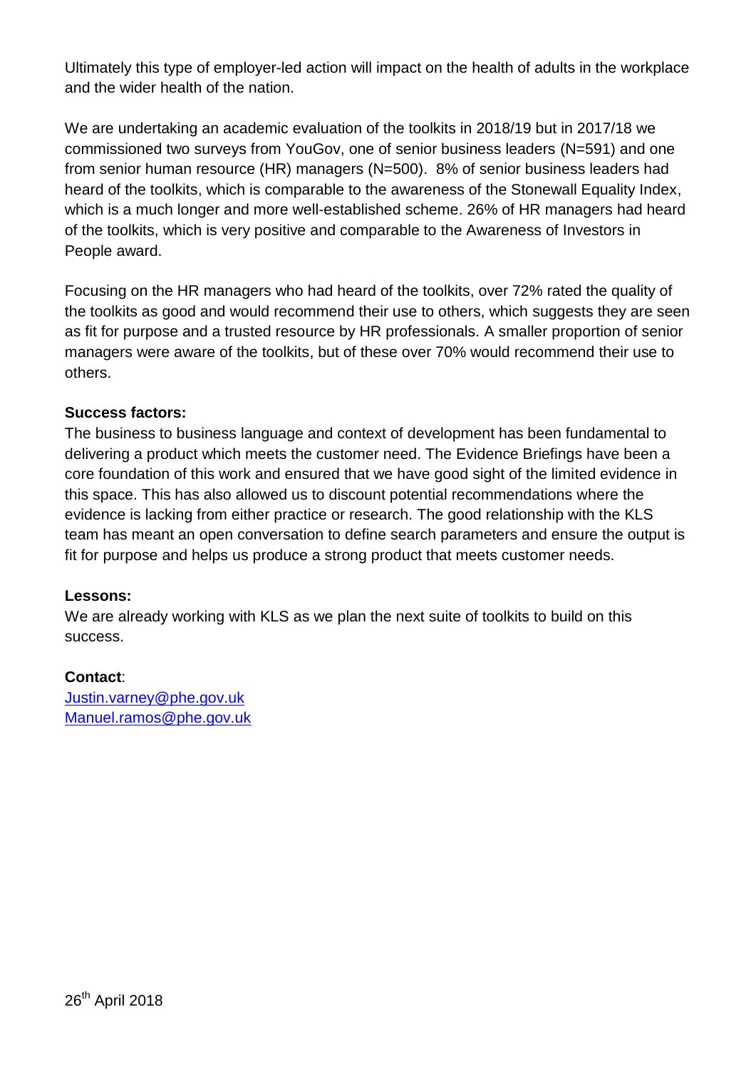Ultimately this type of employer-led action will impact on the health of adults in the workplace and the wider health of the nation.

We are undertaking an academic evaluation of the toolkits in 2018/19 but in 2017/18 we commissioned two surveys from YouGov, one of senior business leaders (N=591) and one from senior human resource (HR) managers (N=500). 8% of senior business leaders had heard of the toolkits, which is comparable to the awareness of the Stonewall Equality Index, which is a much longer and more well-established scheme. 26% of HR managers had heard of the toolkits, which is very positive and comparable to the Awareness of Investors in People award.

Focusing on the HR managers who had heard of the toolkits, over 72% rated the quality of the toolkits as good and would recommend their use to others, which suggests they are seen as fit for purpose and a trusted resource by HR professionals. A smaller proportion of senior managers were aware of the toolkits, but of these over 70% would recommend their use to others.

**Success factors:**
The business to business language and context of development has been fundamental to delivering a product which meets the customer need. The Evidence Briefings have been a core foundation of this work and ensured that we have good sight of the limited evidence in this space. This has also allowed us to discount potential recommendations where the evidence is lacking from either practice or research. The good relationship with the KLS team has meant an open conversation to define search parameters and ensure the output is fit for purpose and helps us produce a strong product that meets customer needs.

**Lessons:**
We are already working with KLS as we plan the next suite of toolkits to build on this success.

**Contact**:
Justin.varney@phe.gov.uk
Manuel.ramos@phe.gov.uk

26th April 2018